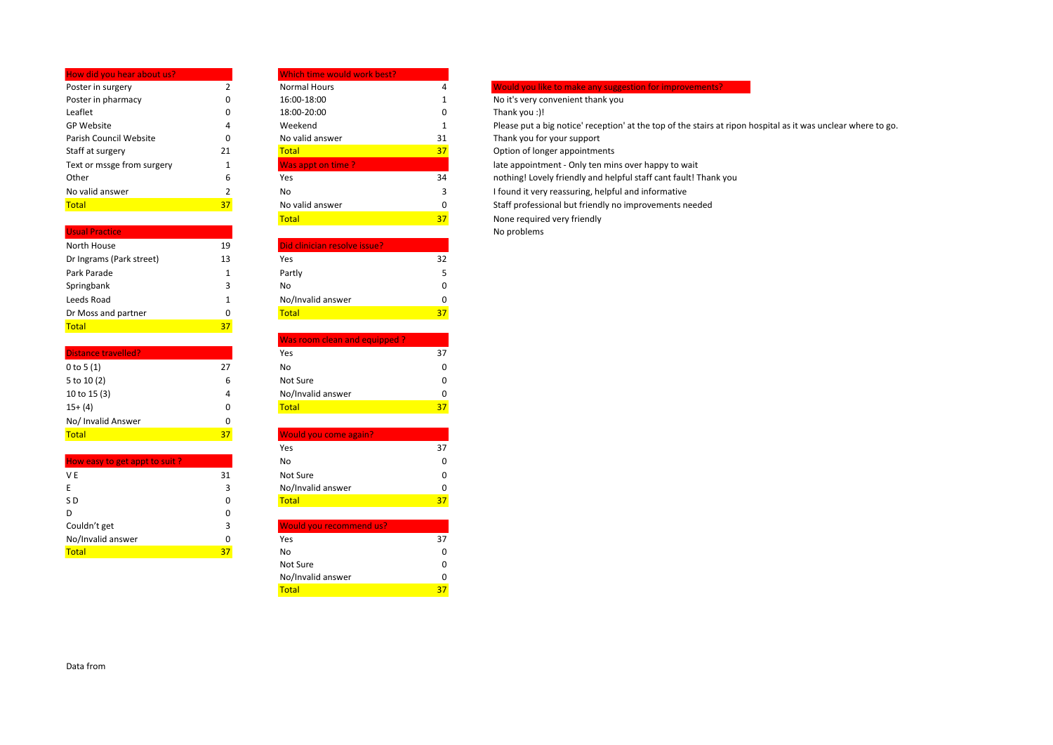| How did you hear about us? | |
|---|---|
| Poster in surgery | 2 |
| Poster in pharmacy | 0 |
| Leaflet | 0 |
| GP Website | 4 |
| Parish Council Website | 0 |
| Staff at surgery | 21 |
| Text or mssge from surgery | 1 |
| Other | 6 |
| No valid answer | 2 |
| Total | 37 |

| Usual Practice | |
|---|---|
| North House | 19 |
| Dr Ingrams (Park street) | 13 |
| Park Parade | 1 |
| Springbank | 3 |
| Leeds Road | 1 |
| Dr Moss and partner | 0 |
| Total | 37 |

| Distance travelled? | |
|---|---|
| 0 to 5 (1) | 27 |
| 5 to 10 (2) | 6 |
| 10 to 15 (3) | 4 |
| 15+ (4) | 0 |
| No/ Invalid Answer | 0 |
| Total | 37 |

| How easy to get appt to suit ? | |
|---|---|
| V E | 31 |
| E | 3 |
| S D | 0 |
| D | 0 |
| Couldn't get | 3 |
| No/Invalid answer | 0 |
| Total | 37 |

| Which time would work best? | |
|---|---|
| Normal Hours | 4 |
| 16:00-18:00 | 1 |
| 18:00-20:00 | 0 |
| Weekend | 1 |
| No valid answer | 31 |
| Total | 37 |

| Was appt on time ? | |
|---|---|
| Yes | 34 |
| No | 3 |
| No valid answer | 0 |
| Total | 37 |

| Did clinician resolve issue? | |
|---|---|
| Yes | 32 |
| Partly | 5 |
| No | 0 |
| No/Invalid answer | 0 |
| Total | 37 |

| Was room clean and equipped ? | |
|---|---|
| Yes | 37 |
| No | 0 |
| Not Sure | 0 |
| No/Invalid answer | 0 |
| Total | 37 |

| Would you come again? | |
|---|---|
| Yes | 37 |
| No | 0 |
| Not Sure | 0 |
| No/Invalid answer | 0 |
| Total | 37 |

| Would you recommend us? | |
|---|---|
| Yes | 37 |
| No | 0 |
| Not Sure | 0 |
| No/Invalid answer | 0 |
| Total | 37 |

| Would you like to make any suggestion for improvements? |
|---|
| No it's very convenient thank you |
| Thank you :)! |
| Please put a big notice' reception' at the top of the stairs at ripon hospital as it was unclear where to go. |
| Thank you for your support |
| Option of longer appointments |
| late appointment - Only ten mins over happy to wait |
| nothing! Lovely friendly and helpful staff cant fault! Thank you |
| I found it very reassuring, helpful and informative |
| Staff professional but friendly no improvements needed |
| None required very friendly |
| No problems |

Data from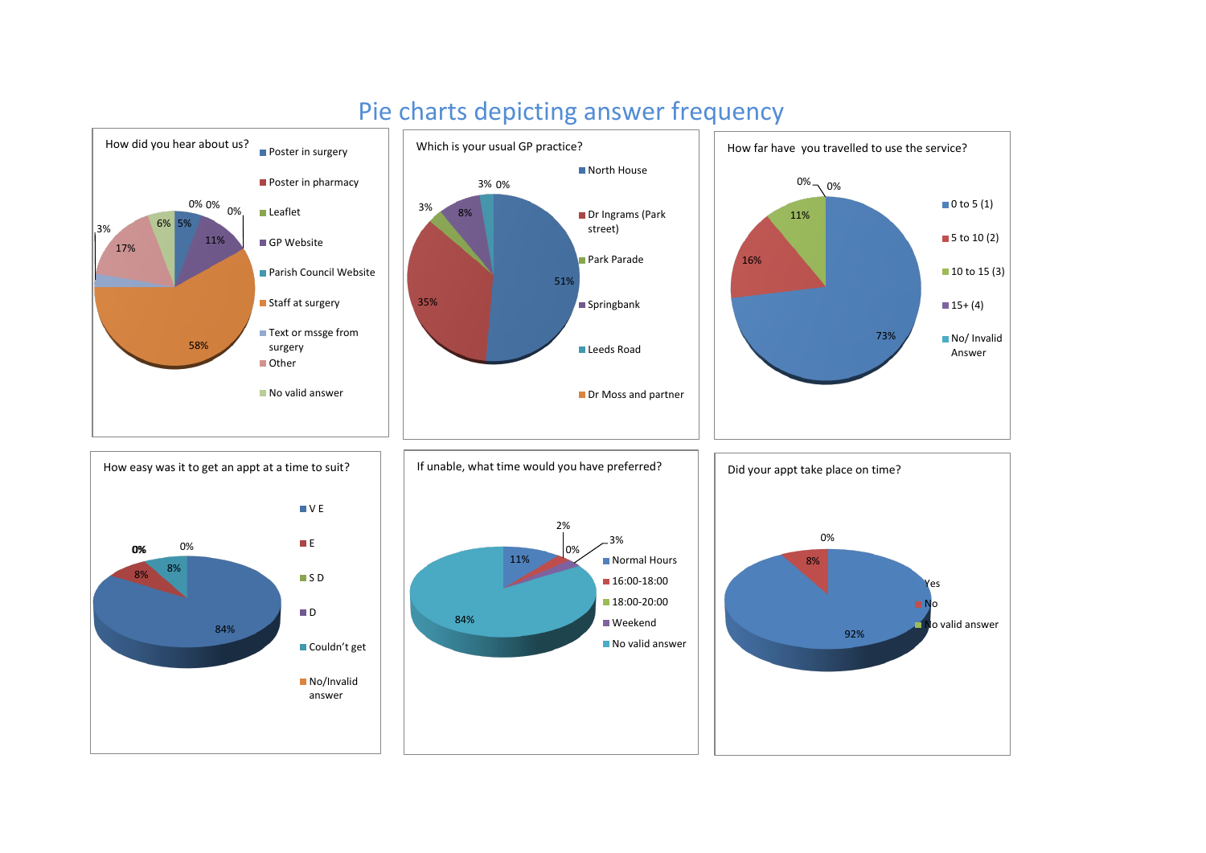# Pie charts depicting answer frequency

## How did you hear about us?

Legend: Poster in surgery; Poster in pharmacy; Leaflet; GP Website; Parish Council Website; Staff at surgery; Text or mssge from surgery; Other; No valid answer

Labels: 0%, 0%, 0%, 5%, 11%, 58%, 3%, 17%, 6%

## Which is your usual GP practice?

Legend: North House; Dr Ingrams (Park street); Park Parade; Springbank; Leeds Road; Dr Moss and partner

Labels: 51%, 35%, 3%, 8%, 3%, 0%

## How far have you travelled to use the service?

Legend: 0 to 5 (1); 5 to 10 (2); 10 to 15 (3); 15+ (4); No/ Invalid Answer

Labels: 73%, 16%, 11%, 0%, 0%

## How easy was it to get an appt at a time to suit?

Legend: V E; E; S D; D; Couldn't get; No/Invalid answer

Labels: 84%, 8%, 0%, 0%, 8%, 0%

## If unable, what time would you have preferred?

Legend: Normal Hours; 16:00-18:00; 18:00-20:00; Weekend; No valid answer

Labels: 11%, 2%, 0%, 3%, 84%

## Did your appt take place on time?

Legend: Yes; No; No valid answer

Labels: 92%, 8%, 0%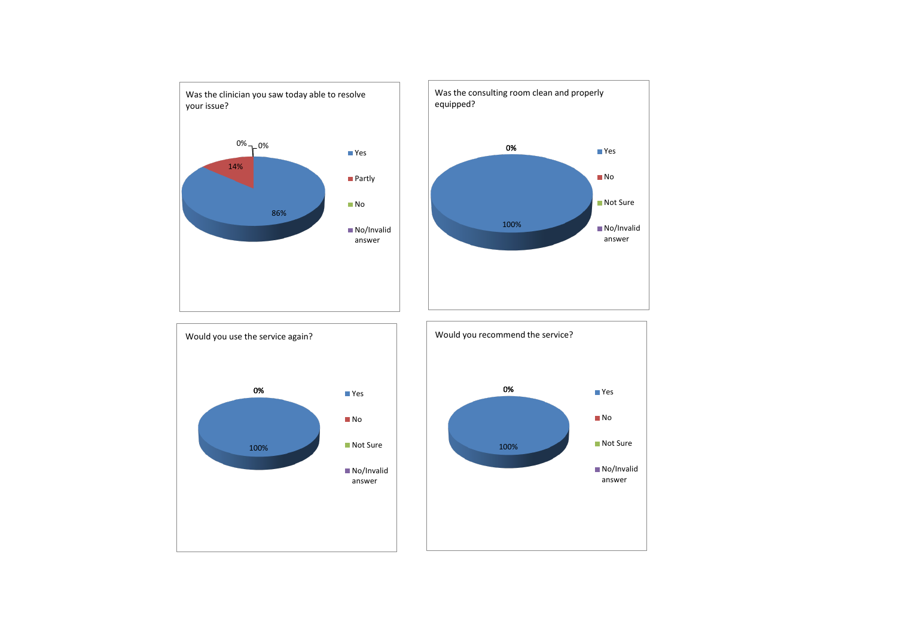Was the clinician you saw today able to resolve your issue?

0%
0%
14%
86%

Yes
Partly
No
No/Invalid answer

Was the consulting room clean and properly equipped?

0%
100%

Yes
No
Not Sure
No/Invalid answer

Would you use the service again?

0%
100%

Yes
No
Not Sure
No/Invalid answer

Would you recommend the service?

0%
100%

Yes
No
Not Sure
No/Invalid answer